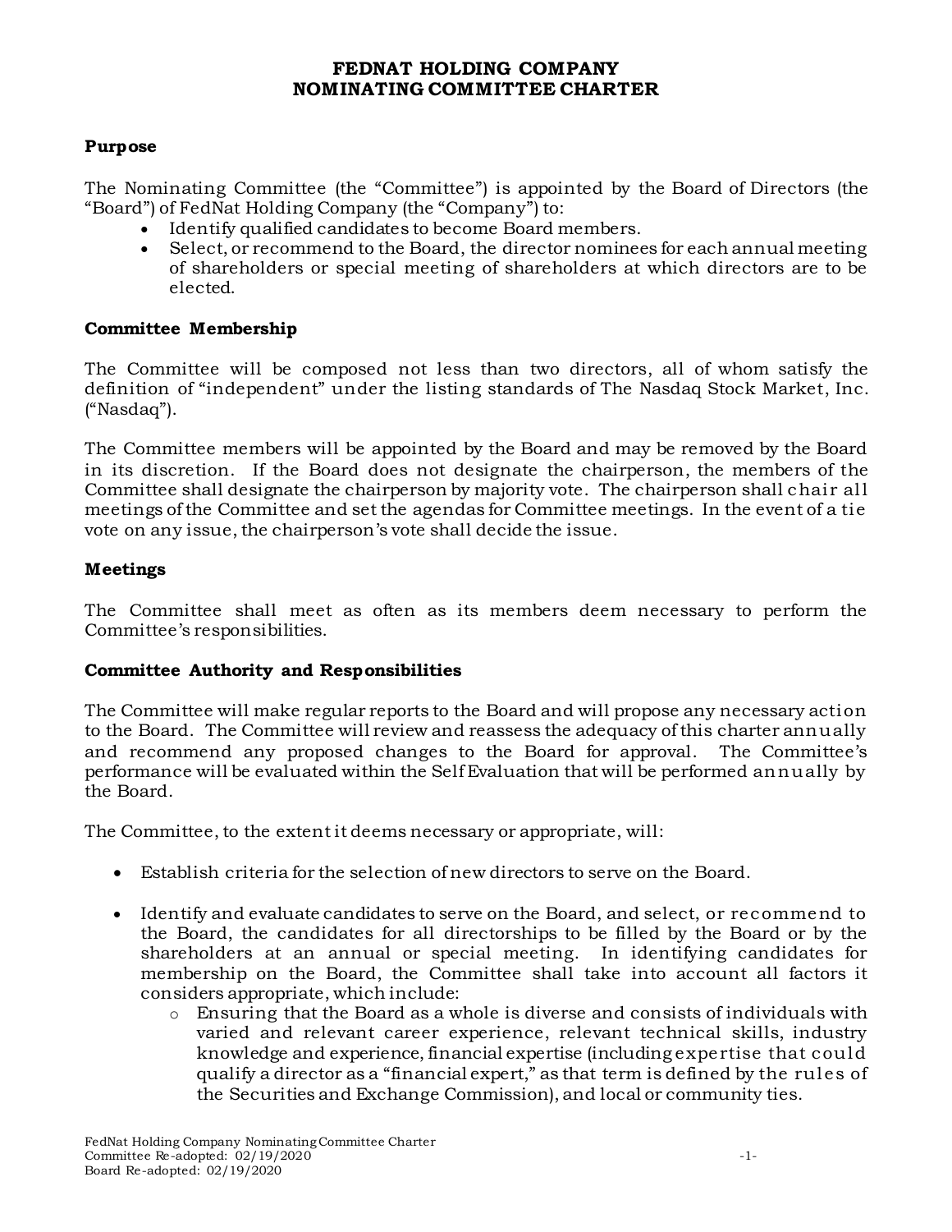# FEDNAT HOLDING COMPANY
# NOMINATING COMMITTEE CHARTER

## Purpose

The Nominating Committee (the "Committee") is appointed by the Board of Directors (the "Board") of FedNat Holding Company (the "Company") to:

- Identify qualified candidates to become Board members.
- Select, or recommend to the Board, the director nominees for each annual meeting of shareholders or special meeting of shareholders at which directors are to be elected.

## Committee Membership

The Committee will be composed not less than two directors, all of whom satisfy the definition of "independent" under the listing standards of The Nasdaq Stock Market, Inc. ("Nasdaq").

The Committee members will be appointed by the Board and may be removed by the Board in its discretion. If the Board does not designate the chairperson, the members of the Committee shall designate the chairperson by majority vote. The chairperson shall chair all meetings of the Committee and set the agendas for Committee meetings. In the event of a tie vote on any issue, the chairperson's vote shall decide the issue.

## Meetings

The Committee shall meet as often as its members deem necessary to perform the Committee's responsibilities.

## Committee Authority and Responsibilities

The Committee will make regular reports to the Board and will propose any necessary action to the Board. The Committee will review and reassess the adequacy of this charter annually and recommend any proposed changes to the Board for approval. The Committee's performance will be evaluated within the Self Evaluation that will be performed annually by the Board.

The Committee, to the extent it deems necessary or appropriate, will:

- Establish criteria for the selection of new directors to serve on the Board.

- Identify and evaluate candidates to serve on the Board, and select, or recommend to the Board, the candidates for all directorships to be filled by the Board or by the shareholders at an annual or special meeting. In identifying candidates for membership on the Board, the Committee shall take into account all factors it considers appropriate, which include:
  - Ensuring that the Board as a whole is diverse and consists of individuals with varied and relevant career experience, relevant technical skills, industry knowledge and experience, financial expertise (including expertise that could qualify a director as a "financial expert," as that term is defined by the rules of the Securities and Exchange Commission), and local or community ties.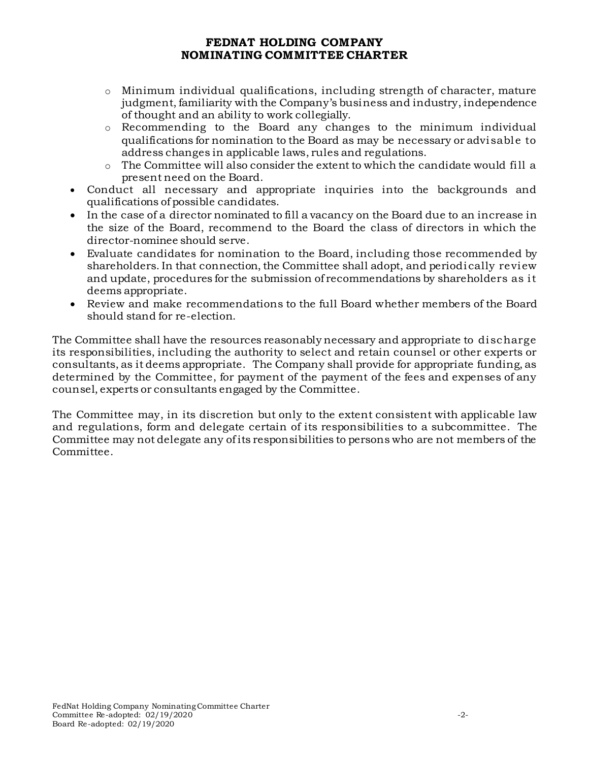- Minimum individual qualifications, including strength of character, mature judgment, familiarity with the Company's business and industry, independence of thought and an ability to work collegially.
  - Recommending to the Board any changes to the minimum individual qualifications for nomination to the Board as may be necessary or advisable to address changes in applicable laws, rules and regulations.
  - The Committee will also consider the extent to which the candidate would fill a present need on the Board.
- Conduct all necessary and appropriate inquiries into the backgrounds and qualifications of possible candidates.
- In the case of a director nominated to fill a vacancy on the Board due to an increase in the size of the Board, recommend to the Board the class of directors in which the director-nominee should serve.
- Evaluate candidates for nomination to the Board, including those recommended by shareholders. In that connection, the Committee shall adopt, and periodically review and update, procedures for the submission of recommendations by shareholders as it deems appropriate.
- Review and make recommendations to the full Board whether members of the Board should stand for re-election.

The Committee shall have the resources reasonably necessary and appropriate to discharge its responsibilities, including the authority to select and retain counsel or other experts or consultants, as it deems appropriate. The Company shall provide for appropriate funding, as determined by the Committee, for payment of the payment of the fees and expenses of any counsel, experts or consultants engaged by the Committee.

The Committee may, in its discretion but only to the extent consistent with applicable law and regulations, form and delegate certain of its responsibilities to a subcommittee. The Committee may not delegate any of its responsibilities to persons who are not members of the Committee.

FedNat Holding Company Nominating Committee Charter
Committee Re-adopted: 02/19/2020
Board Re-adopted: 02/19/2020